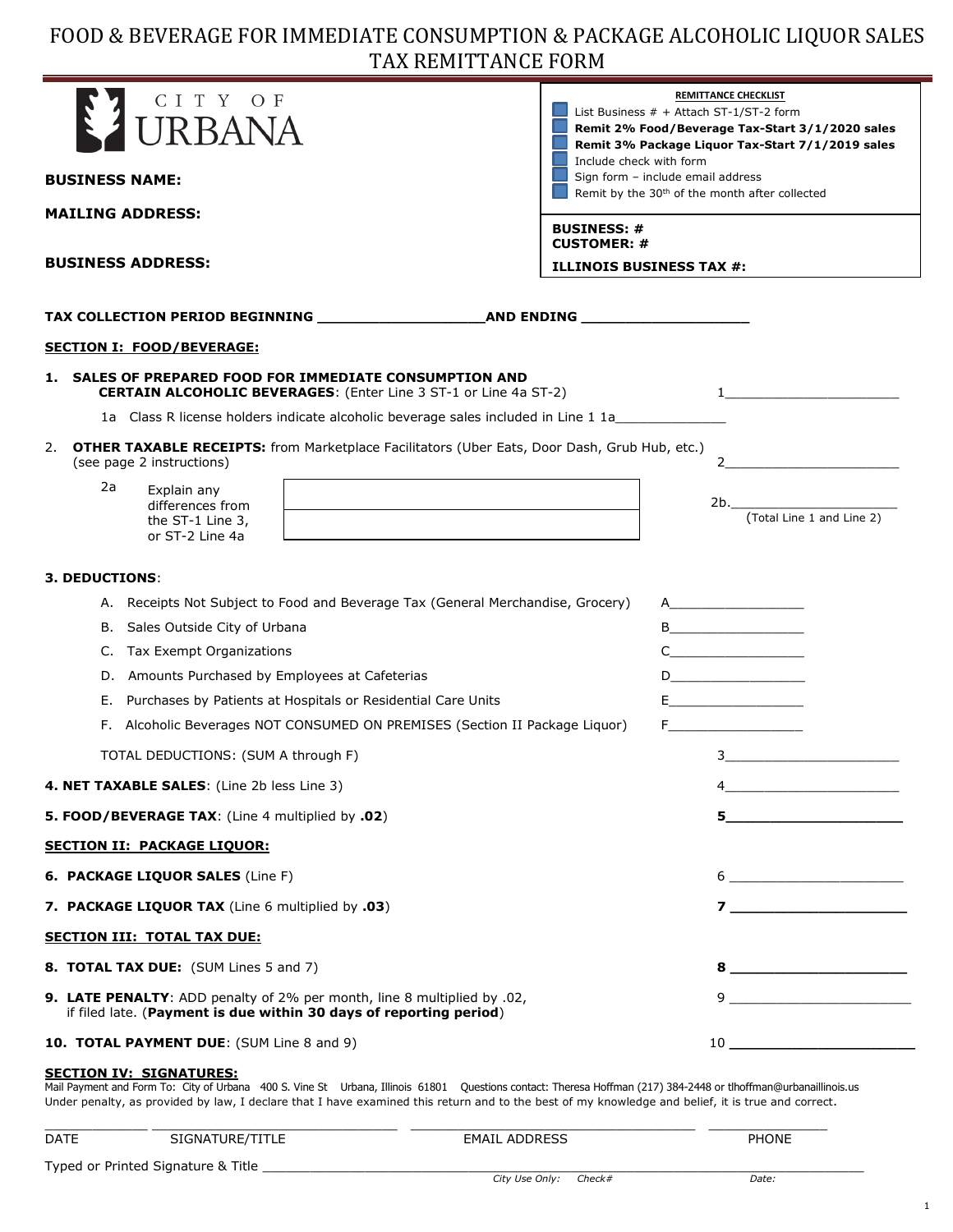# FOOD & BEVERAGE FOR IMMEDIATE CONSUMPTION & PACKAGE ALCOHOLIC LIQUOR SALES TAX REMITTANCE FORM

CITY OF URBANA

**BUSINESS NAME:**

**MAILING ADDRESS:**

**BUSINESS ADDRESS:**

**REMITTANCE CHECKLIST**

- List Business # + Attach ST-1/ST-2 form
- **Remit 2% Food/Beverage Tax-Start 3/1/2020 sales**
- **Remit 3% Package Liquor Tax-Start 7/1/2019 sales**
- Include check with form
- Sign form – include email address
- Remit by the 30th of the month after collected

**BUSINESS: #**
**CUSTOMER: #**

**ILLINOIS BUSINESS TAX #:**

**TAX COLLECTION PERIOD BEGINNING ____________________AND ENDING ____________________**

## SECTION I: FOOD/BEVERAGE:

**1. SALES OF PREPARED FOOD FOR IMMEDIATE CONSUMPTION AND CERTAIN ALCOHOLIC BEVERAGES**: (Enter Line 3 ST-1 or Line 4a ST-2) 1______________________

1a Class R license holders indicate alcoholic beverage sales included in Line 1 1a______________

2. **OTHER TAXABLE RECEIPTS:** from Marketplace Facilitators (Uber Eats, Door Dash, Grub Hub, etc.) (see page 2 instructions) 2______________________

2a Explain any differences from the ST-1 Line 3, or ST-2 Line 4a ______________________

2b.______________________ (Total Line 1 and Line 2)

**3. DEDUCTIONS**:

A. Receipts Not Subject to Food and Beverage Tax (General Merchandise, Grocery) A__________________

B. Sales Outside City of Urbana B__________________

C. Tax Exempt Organizations C__________________

D. Amounts Purchased by Employees at Cafeterias D__________________

E. Purchases by Patients at Hospitals or Residential Care Units E__________________

F. Alcoholic Beverages NOT CONSUMED ON PREMISES (Section II Package Liquor) F__________________

TOTAL DEDUCTIONS: (SUM A through F) 3______________________

**4. NET TAXABLE SALES**: (Line 2b less Line 3) 4______________________

**5. FOOD/BEVERAGE TAX**: (Line 4 multiplied by **.02**) **5______________________**

## SECTION II: PACKAGE LIQUOR:

**6. PACKAGE LIQUOR SALES** (Line F) 6 ______________________

**7. PACKAGE LIQUOR TAX** (Line 6 multiplied by **.03**) **7 ______________________**

## SECTION III: TOTAL TAX DUE:

**8. TOTAL TAX DUE:** (SUM Lines 5 and 7) **8 ______________________**

**9. LATE PENALTY**: ADD penalty of 2% per month, line 8 multiplied by .02, if filed late. (**Payment is due within 30 days of reporting period**) 9 ______________________

**10. TOTAL PAYMENT DUE**: (SUM Line 8 and 9) 10 ______________________

## SECTION IV: SIGNATURES:

Mail Payment and Form To: City of Urbana 400 S. Vine St Urbana, Illinois 61801 Questions contact: Theresa Hoffman (217) 384-2448 or tlhoffman@urbanaillinois.us

Under penalty, as provided by law, I declare that I have examined this return and to the best of my knowledge and belief, it is true and correct.

_____________ ________________________________ ____________________________________ _______________

DATE SIGNATURE/TITLE EMAIL ADDRESS PHONE

Typed or Printed Signature & Title ____________________________________________________________________________

*City Use Only: Check# Date:*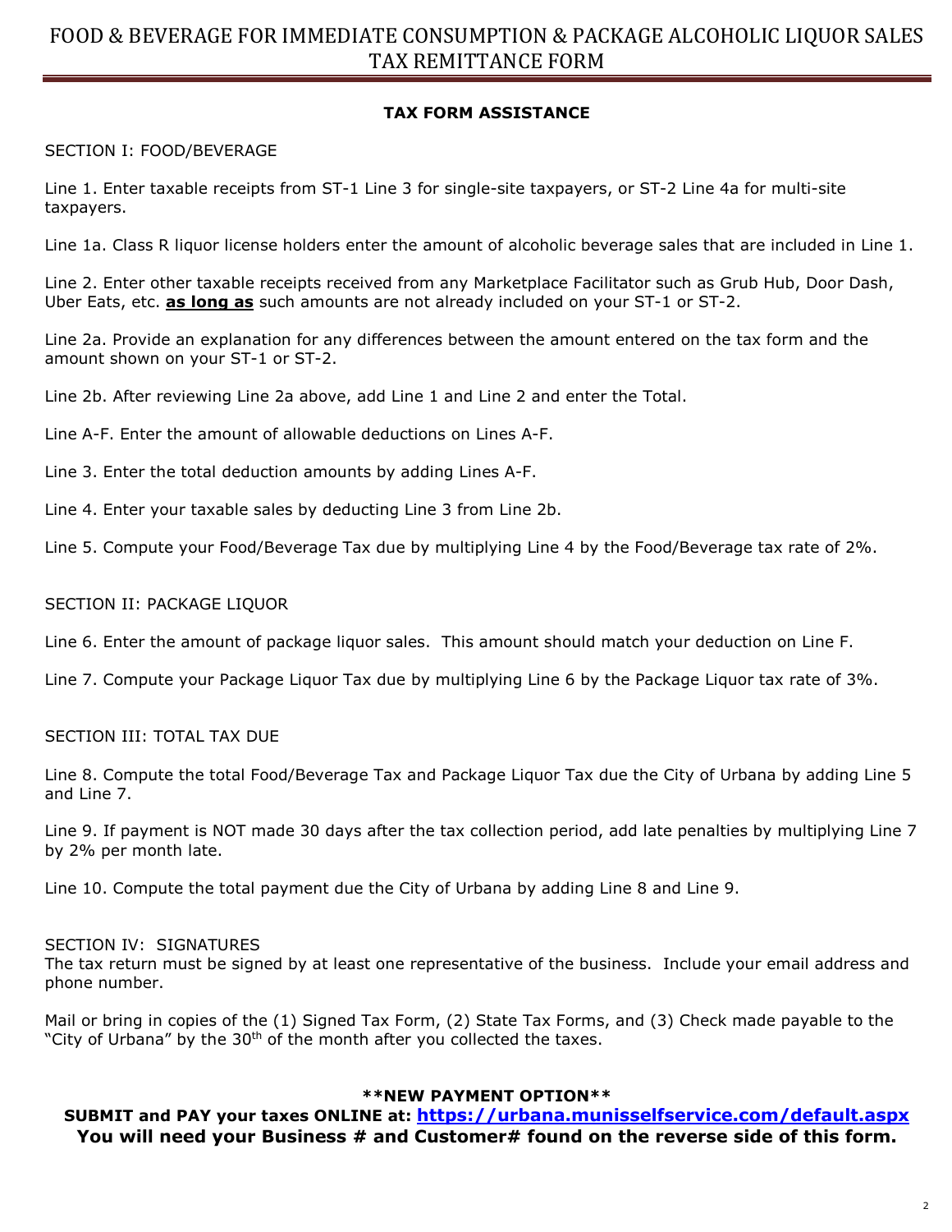# FOOD & BEVERAGE FOR IMMEDIATE CONSUMPTION & PACKAGE ALCOHOLIC LIQUOR SALES TAX REMITTANCE FORM

## TAX FORM ASSISTANCE

SECTION I: FOOD/BEVERAGE

Line 1. Enter taxable receipts from ST-1 Line 3 for single-site taxpayers, or ST-2 Line 4a for multi-site taxpayers.

Line 1a. Class R liquor license holders enter the amount of alcoholic beverage sales that are included in Line 1.

Line 2. Enter other taxable receipts received from any Marketplace Facilitator such as Grub Hub, Door Dash, Uber Eats, etc. **as long as** such amounts are not already included on your ST-1 or ST-2.

Line 2a. Provide an explanation for any differences between the amount entered on the tax form and the amount shown on your ST-1 or ST-2.

Line 2b. After reviewing Line 2a above, add Line 1 and Line 2 and enter the Total.

Line A-F. Enter the amount of allowable deductions on Lines A-F.

Line 3. Enter the total deduction amounts by adding Lines A-F.

Line 4. Enter your taxable sales by deducting Line 3 from Line 2b.

Line 5. Compute your Food/Beverage Tax due by multiplying Line 4 by the Food/Beverage tax rate of 2%.

SECTION II: PACKAGE LIQUOR

Line 6. Enter the amount of package liquor sales. This amount should match your deduction on Line F.

Line 7. Compute your Package Liquor Tax due by multiplying Line 6 by the Package Liquor tax rate of 3%.

SECTION III: TOTAL TAX DUE

Line 8. Compute the total Food/Beverage Tax and Package Liquor Tax due the City of Urbana by adding Line 5 and Line 7.

Line 9. If payment is NOT made 30 days after the tax collection period, add late penalties by multiplying Line 7 by 2% per month late.

Line 10. Compute the total payment due the City of Urbana by adding Line 8 and Line 9.

SECTION IV: SIGNATURES

The tax return must be signed by at least one representative of the business. Include your email address and phone number.

Mail or bring in copies of the (1) Signed Tax Form, (2) State Tax Forms, and (3) Check made payable to the "City of Urbana" by the 30th of the month after you collected the taxes.

**\*\*NEW PAYMENT OPTION\*\***

**SUBMIT and PAY your taxes ONLINE at: https://urbana.munisselfservice.com/default.aspx**

**You will need your Business # and Customer# found on the reverse side of this form.**